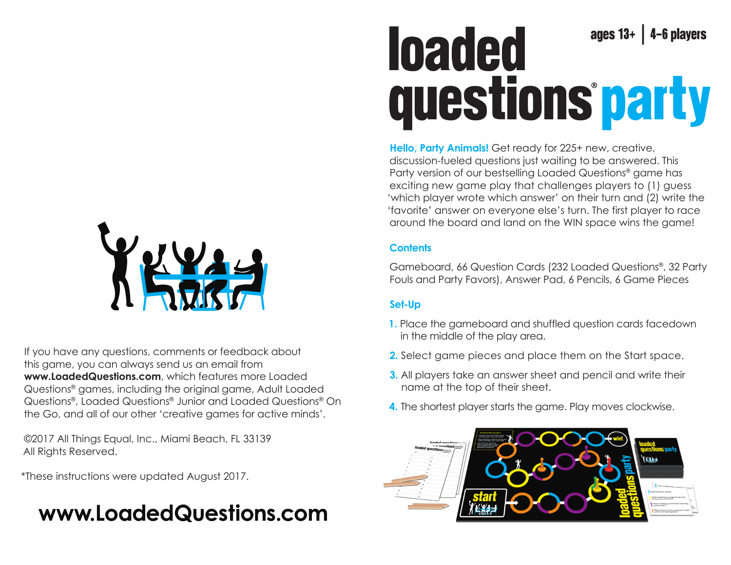# loaded questions® party

ages 13+ | 4-6 players

**Hello, Party Animals!** Get ready for 225+ new, creative, discussion-fueled questions just waiting to be answered. This Party version of our bestselling Loaded Questions® game has exciting new game play that challenges players to (1) guess 'which player wrote which answer' on their turn and (2) write the 'favorite' answer on everyone else's turn. The first player to race around the board and land on the WIN space wins the game!

## Contents

Gameboard, 66 Question Cards (232 Loaded Questions®, 32 Party Fouls and Party Favors), Answer Pad, 6 Pencils, 6 Game Pieces

## Set-Up

1. Place the gameboard and shuffled question cards facedown in the middle of the play area.
2. Select game pieces and place them on the Start space.
3. All players take an answer sheet and pencil and write their name at the top of their sheet.
4. The shortest player starts the game. Play moves clockwise.

If you have any questions, comments or feedback about this game, you can always send us an email from **www.LoadedQuestions.com**, which features more Loaded Questions® games, including the original game, Adult Loaded Questions®, Loaded Questions® Junior and Loaded Questions® On the Go, and all of our other 'creative games for active minds'.

©2017 All Things Equal, Inc., Miami Beach, FL 33139
All Rights Reserved.

*These instructions were updated August 2017.

**www.LoadedQuestions.com**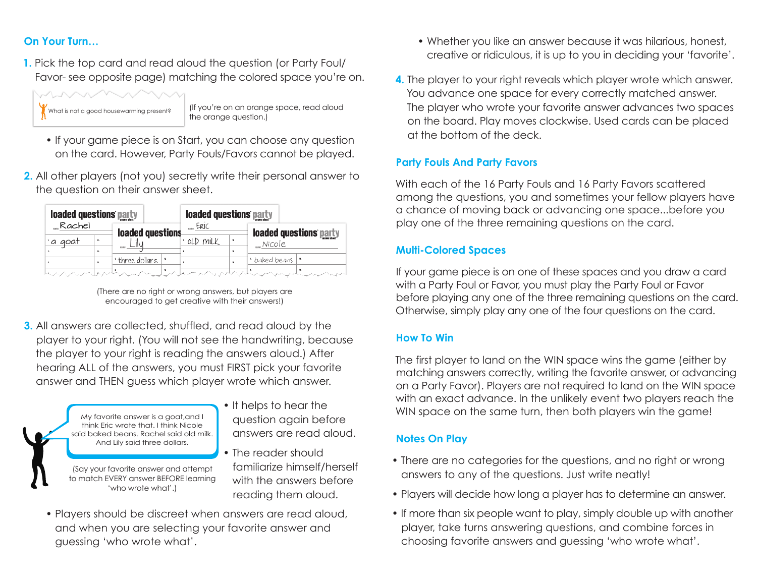### On Your Turn…

1. Pick the top card and read aloud the question (or Party Foul/ Favor- see opposite page) matching the colored space you're on.

What is not a good housewarming present?

(If you're on an orange space, read aloud the orange question.)

- If your game piece is on Start, you can choose any question on the card. However, Party Fouls/Favors cannot be played.

2. All other players (not you) secretly write their personal answer to the question on their answer sheet.

(There are no right or wrong answers, but players are encouraged to get creative with their answers!)

3. All answers are collected, shuffled, and read aloud by the player to your right. (You will not see the handwriting, because the player to your right is reading the answers aloud.) After hearing ALL of the answers, you must FIRST pick your favorite answer and THEN guess which player wrote which answer.

My favorite answer is a goat,and I think Eric wrote that. I think Nicole said baked beans. Rachel said old milk. And Lily said three dollars.

(Say your favorite answer and attempt to match EVERY answer BEFORE learning 'who wrote what'.)

- It helps to hear the question again before answers are read aloud.
- The reader should familiarize himself/herself with the answers before reading them aloud.
- Players should be discreet when answers are read aloud, and when you are selecting your favorite answer and guessing 'who wrote what'.
- Whether you like an answer because it was hilarious, honest, creative or ridiculous, it is up to you in deciding your 'favorite'.

4. The player to your right reveals which player wrote which answer. You advance one space for every correctly matched answer. The player who wrote your favorite answer advances two spaces on the board. Play moves clockwise. Used cards can be placed at the bottom of the deck.

### Party Fouls And Party Favors

With each of the 16 Party Fouls and 16 Party Favors scattered among the questions, you and sometimes your fellow players have a chance of moving back or advancing one space...before you play one of the three remaining questions on the card.

### Multi-Colored Spaces

If your game piece is on one of these spaces and you draw a card with a Party Foul or Favor, you must play the Party Foul or Favor before playing any one of the three remaining questions on the card. Otherwise, simply play any one of the four questions on the card.

### How To Win

The first player to land on the WIN space wins the game (either by matching answers correctly, writing the favorite answer, or advancing on a Party Favor). Players are not required to land on the WIN space with an exact advance. In the unlikely event two players reach the WIN space on the same turn, then both players win the game!

### Notes On Play

- There are no categories for the questions, and no right or wrong answers to any of the questions. Just write neatly!
- Players will decide how long a player has to determine an answer.
- If more than six people want to play, simply double up with another player, take turns answering questions, and combine forces in choosing favorite answers and guessing 'who wrote what'.